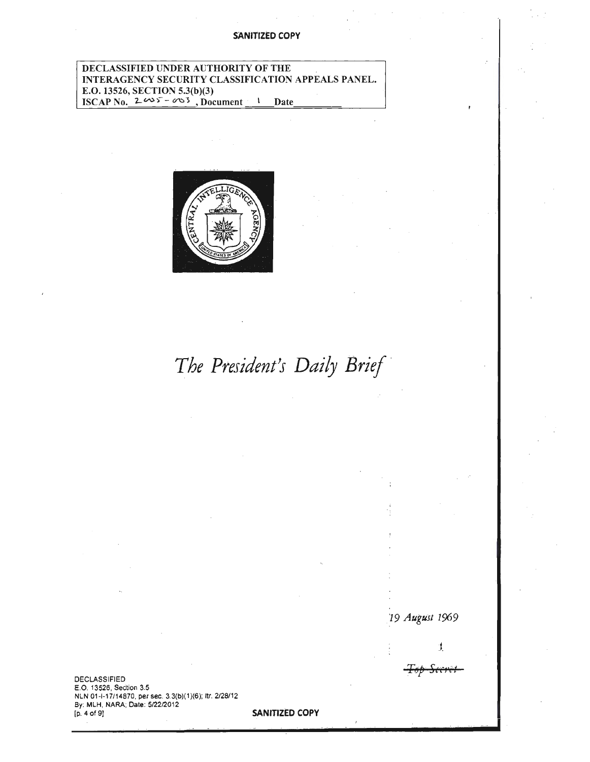SANITIZED COPY

DECLASSIFIED UNDER AUTHORITY OF THE
INTERAGENCY SECURITY CLASSIFICATION APPEALS PANEL.
E.O. 13526, SECTION 5.3(b)(3)
ISCAP No. 2005-003, Document 1 Date

# *The President's Daily Brief*

*19 August 1969*

1

~~*Top Secret*~~

DECLASSIFIED
E.O. 13526, Section 3.5
NLN 01-I-17/14870, per sec. 3.3(b)(1)(6); ltr. 2/28/12
By: MLH, NARA; Date: 5/22/2012

SANITIZED COPY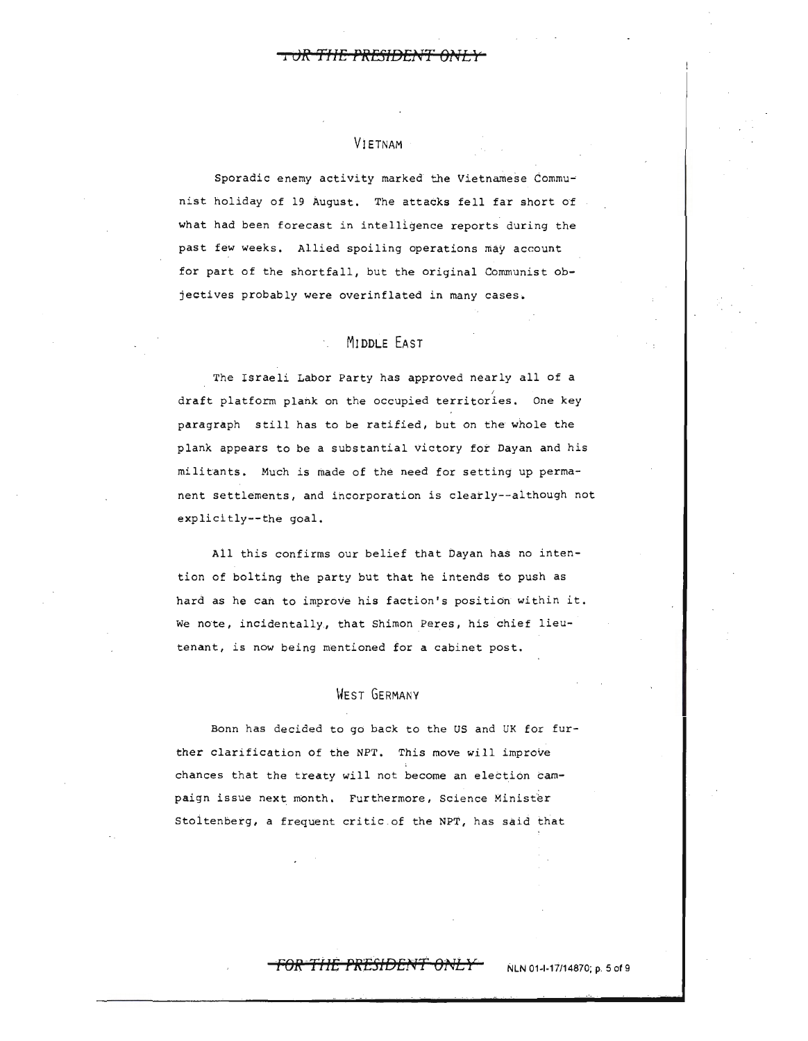## VIETNAM

Sporadic enemy activity marked the Vietnamese Communist holiday of 19 August. The attacks fell far short of what had been forecast in intelligence reports during the past few weeks. Allied spoiling operations may account for part of the shortfall, but the original Communist objectives probably were overinflated in many cases.

## MIDDLE EAST

The Israeli Labor Party has approved nearly all of a draft platform plank on the occupied territories. One key paragraph still has to be ratified, but on the whole the plank appears to be a substantial victory for Dayan and his militants. Much is made of the need for setting up permanent settlements, and incorporation is clearly--although not explicitly--the goal.

All this confirms our belief that Dayan has no intention of bolting the party but that he intends to push as hard as he can to improve his faction's position within it. We note, incidentally, that Shimon Peres, his chief lieutenant, is now being mentioned for a cabinet post.

## WEST GERMANY

Bonn has decided to go back to the US and UK for further clarification of the NPT. This move will improve chances that the treaty will not become an election campaign issue next month. Furthermore, Science Minister Stoltenberg, a frequent critic of the NPT, has said that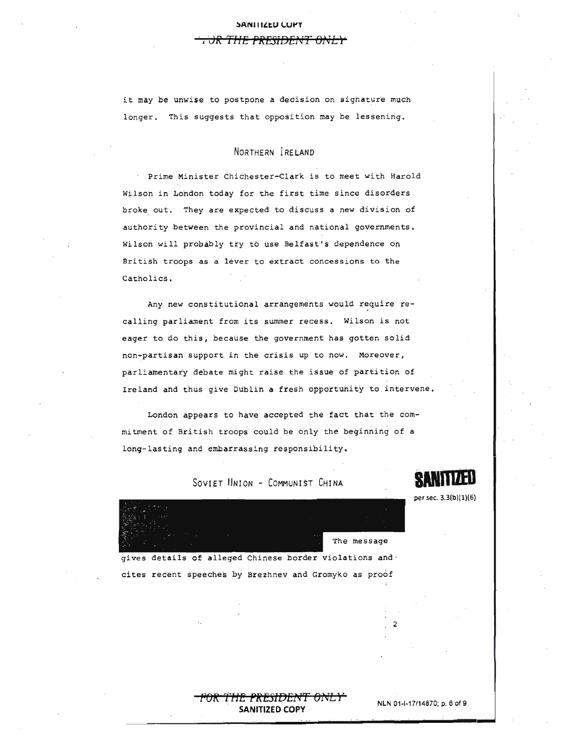it may be unwise to postpone a decision on signature much longer. This suggests that opposition may be lessening.

## NORTHERN IRELAND

Prime Minister Chichester-Clark is to meet with Harold Wilson in London today for the first time since disorders broke out. They are expected to discuss a new division of authority between the provincial and national governments. Wilson will probably try to use Belfast's dependence on British troops as a lever to extract concessions to the Catholics.

Any new constitutional arrangements would require recalling parliament from its summer recess. Wilson is not eager to do this, because the government has gotten solid non-partisan support in the crisis up to now. Moreover, parliamentary debate might raise the issue of partition of Ireland and thus give Dublin a fresh opportunity to intervene.

London appears to have accepted the fact that the commitment of British troops could be only the beginning of a long-lasting and embarrassing responsibility.

## SOVIET UNION - COMMUNIST CHINA

SANITIZED per sec. 3.3(b)(1)(6)

[REDACTED] The message gives details of alleged Chinese border violations and cites recent speeches by Brezhnev and Gromyko as proof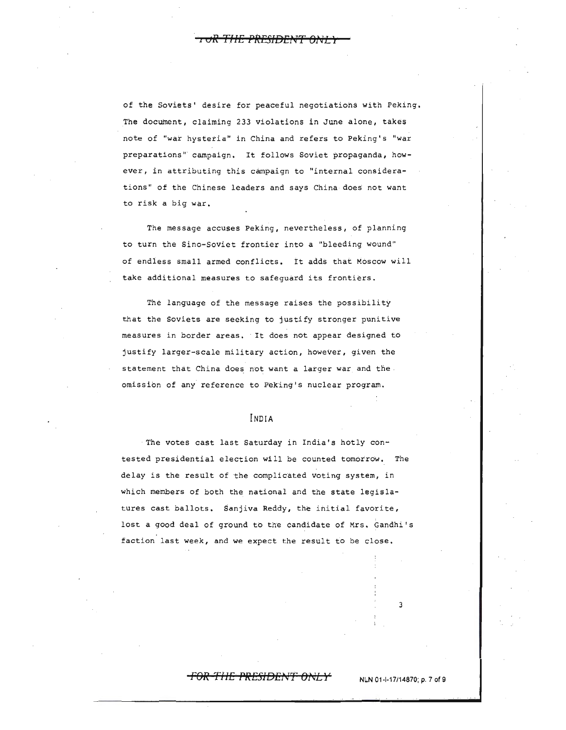of the Soviets' desire for peaceful negotiations with Peking. The document, claiming 233 violations in June alone, takes note of "war hysteria" in China and refers to Peking's "war preparations" campaign. It follows Soviet propaganda, however, in attributing this campaign to "internal considerations" of the Chinese leaders and says China does not want to risk a big war.

The message accuses Peking, nevertheless, of planning to turn the Sino-Soviet frontier into a "bleeding wound" of endless small armed conflicts. It adds that Moscow will take additional measures to safeguard its frontiers.

The language of the message raises the possibility that the Soviets are seeking to justify stronger punitive measures in border areas. It does not appear designed to justify larger-scale military action, however, given the statement that China does not want a larger war and the omission of any reference to Peking's nuclear program.

## INDIA

The votes cast last Saturday in India's hotly contested presidential election will be counted tomorrow. The delay is the result of the complicated voting system, in which members of both the national and the state legislatures cast ballots. Sanjiva Reddy, the initial favorite, lost a good deal of ground to the candidate of Mrs. Gandhi's faction last week, and we expect the result to be close.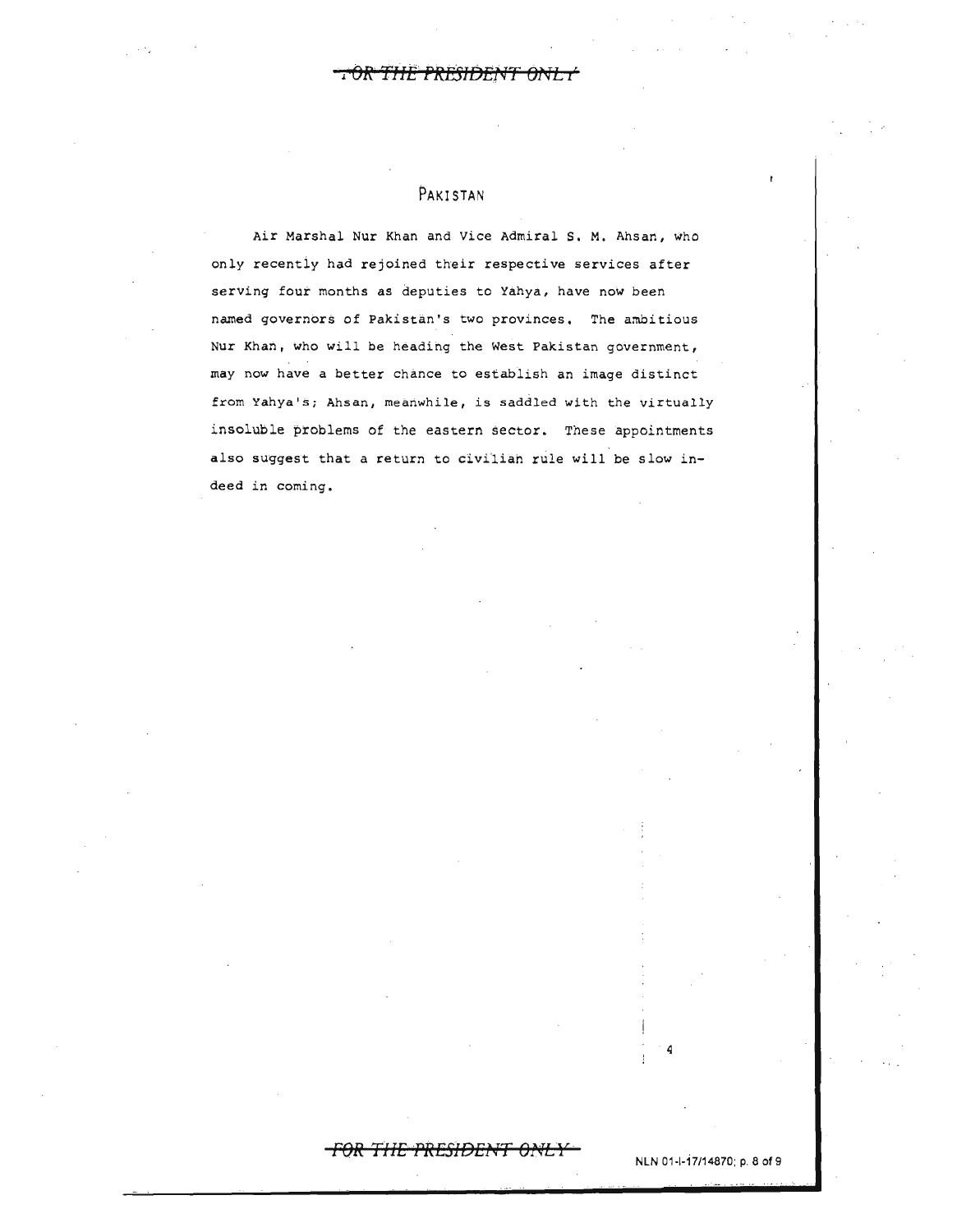## Pakistan

Air Marshal Nur Khan and Vice Admiral S. M. Ahsan, who only recently had rejoined their respective services after serving four months as deputies to Yahya, have now been named governors of Pakistan's two provinces. The ambitious Nur Khan, who will be heading the West Pakistan government, may now have a better chance to establish an image distinct from Yahya's; Ahsan, meanwhile, is saddled with the virtually insoluble problems of the eastern sector. These appointments also suggest that a return to civilian rule will be slow indeed in coming.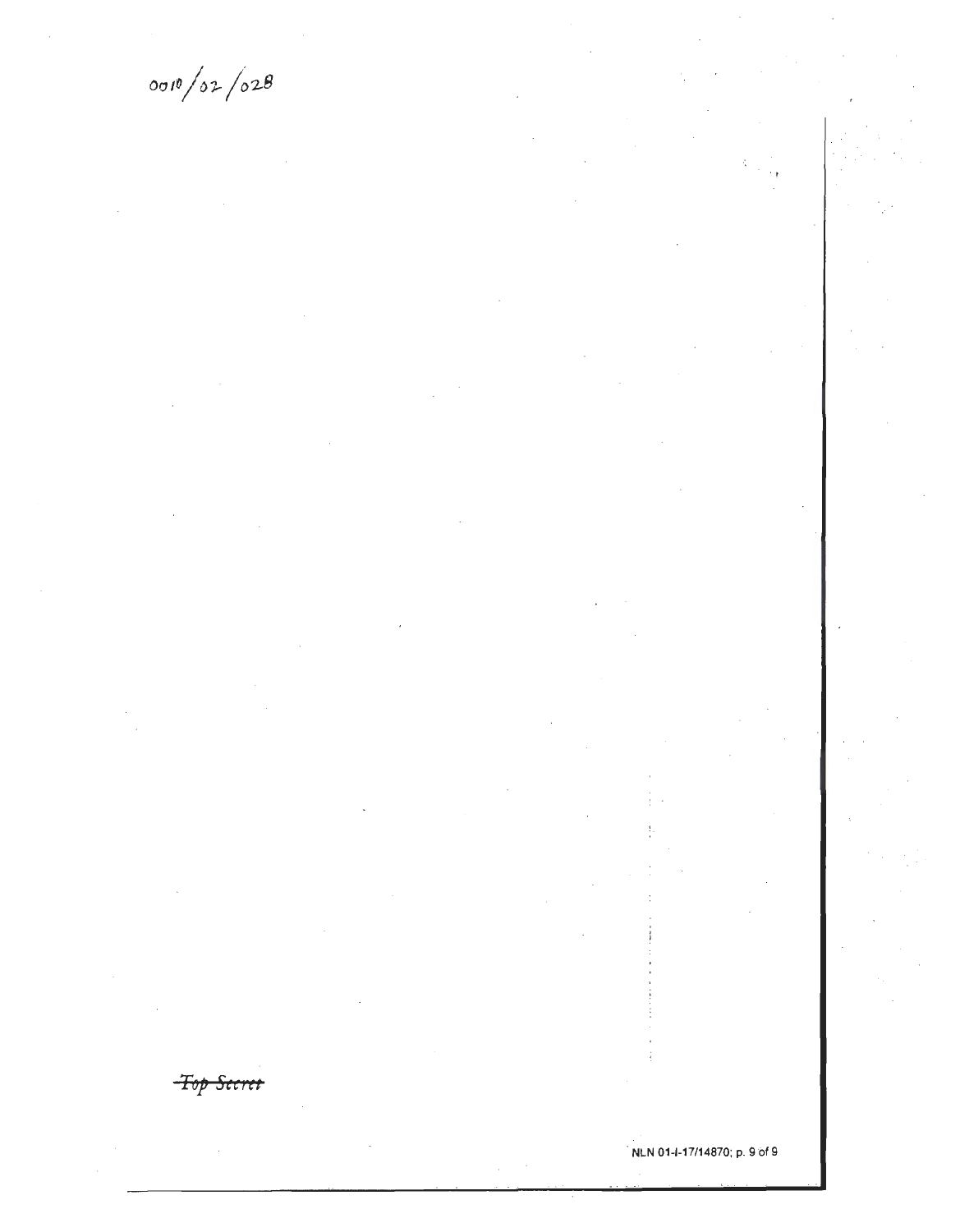0010/02/028

~~Top Secret~~

NLN 01-I-17/14870; p. 9 of 9